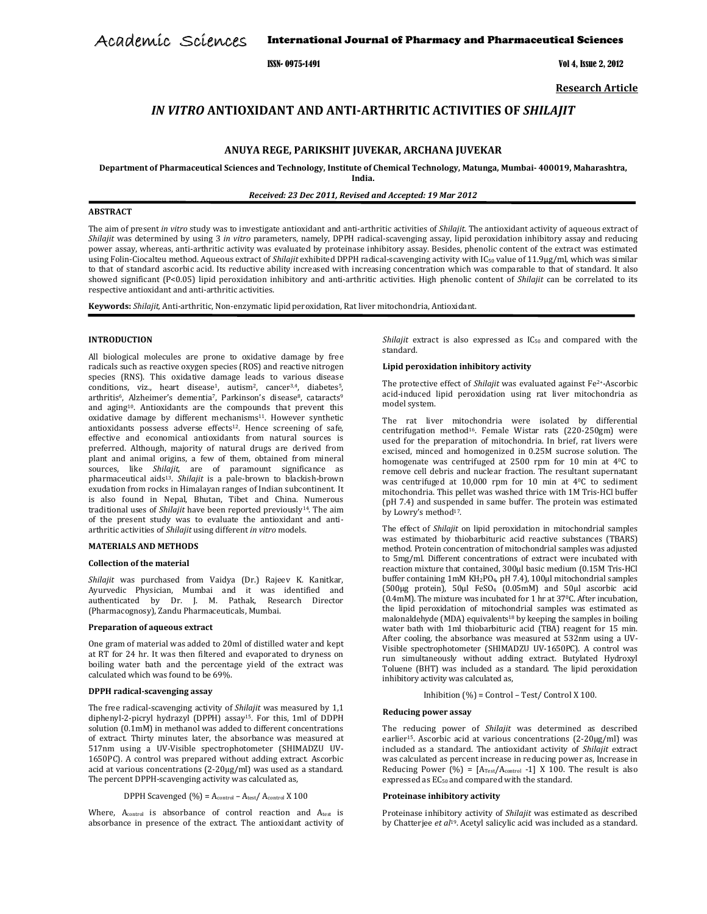**Research Article**

# *IN VITRO* ANTIOXIDANT AND ANTI-ARTHRITIC ACTIVITIES OF *SHILAJIT*

**ANUYA REGE, PARIKSHIT JUVEKAR, ARCHANA JUVEKAR**

**Department of Pharmaceutical Sciences and Technology, Institute of Chemical Technology, Matunga, Mumbai- 400019, Maharashtra, India.**

***Received: 23 Dec 2011, Revised and Accepted: 19 Mar 2012***

## ABSTRACT

The aim of present *in vitro* study was to investigate antioxidant and anti-arthritic activities of *Shilajit*. The antioxidant activity of aqueous extract of *Shilajit* was determined by using 3 *in vitro* parameters, namely, DPPH radical-scavenging assay, lipid peroxidation inhibitory assay and reducing power assay, whereas, anti-arthritic activity was evaluated by proteinase inhibitory assay. Besides, phenolic content of the extract was estimated using Folin-Ciocalteu method. Aqueous extract of *Shilajit* exhibited DPPH radical-scavenging activity with $IC_{50}$ value of 11.9μg/ml, which was similar to that of standard ascorbic acid. Its reductive ability increased with increasing concentration which was comparable to that of standard. It also showed significant ($P<0.05$) lipid peroxidation inhibitory and anti-arthritic activities. High phenolic content of *Shilajit* can be correlated to its respective antioxidant and anti-arthritic activities.

**Keywords:** *Shilajit*, Anti-arthritic, Non-enzymatic lipid peroxidation, Rat liver mitochondria, Antioxidant.

## INTRODUCTION

All biological molecules are prone to oxidative damage by free radicals such as reactive oxygen species (ROS) and reactive nitrogen species (RNS). This oxidative damage leads to various disease conditions, viz., heart disease[1], autism[2], cancer[3,4], diabetes[5], arthritis[6], Alzheimer's dementia[7], Parkinson's disease[8], cataracts[9] and aging[10]. Antioxidants are the compounds that prevent this oxidative damage by different mechanisms[11]. However synthetic antioxidants possess adverse effects[12]. Hence screening of safe, effective and economical antioxidants from natural sources is preferred. Although, majority of natural drugs are derived from plant and animal origins, a few of them, obtained from mineral sources, like *Shilajit*, are of paramount significance as pharmaceutical aids[13]. *Shilajit* is a pale-brown to blackish-brown exudation from rocks in Himalayan ranges of Indian subcontinent. It is also found in Nepal, Bhutan, Tibet and China. Numerous traditional uses of *Shilajit* have been reported previously[14]. The aim of the present study was to evaluate the antioxidant and anti-arthritic activities of *Shilajit* using different *in vitro* models.

## MATERIALS AND METHODS

### Collection of the material

*Shilajit* was purchased from Vaidya (Dr.) Rajeev K. Kanitkar, Ayurvedic Physician, Mumbai and it was identified and authenticated by Dr. J. M. Pathak, Research Director (Pharmacognosy), Zandu Pharmaceuticals, Mumbai.

### Preparation of aqueous extract

One gram of material was added to 20ml of distilled water and kept at RT for 24 hr. It was then filtered and evaporated to dryness on boiling water bath and the percentage yield of the extract was calculated which was found to be 69%.

### DPPH radical-scavenging assay

The free radical-scavenging activity of *Shilajit* was measured by 1,1 diphenyl-2-picryl hydrazyl (DPPH) assay[15]. For this, 1ml of DDPH solution (0.1mM) in methanol was added to different concentrations of extract. Thirty minutes later, the absorbance was measured at 517nm using a UV-Visible spectrophotometer (SHIMADZU UV-1650PC). A control was prepared without adding extract. Ascorbic acid at various concentrations (2-20μg/ml) was used as a standard. The percent DPPH-scavenging activity was calculated as,

$$\text{DPPH Scavenged (\%)} = A_{control} - A_{test} / A_{control} \times 100$$

Where, $A_{control}$ is absorbance of control reaction and $A_{test}$ is absorbance in presence of the extract. The antioxidant activity of *Shilajit* extract is also expressed as $IC_{50}$ and compared with the standard.

### Lipid peroxidation inhibitory activity

The protective effect of *Shilajit* was evaluated against $Fe^{2+}$-Ascorbic acid-induced lipid peroxidation using rat liver mitochondria as model system.

The rat liver mitochondria were isolated by differential centrifugation method[16]. Female Wistar rats (220-250gm) were used for the preparation of mitochondria. In brief, rat livers were excised, minced and homogenized in 0.25M sucrose solution. The homogenate was centrifuged at 2500 rpm for 10 min at 4°C to remove cell debris and nuclear fraction. The resultant supernatant was centrifuged at 10,000 rpm for 10 min at 4°C to sediment mitochondria. This pellet was washed thrice with 1M Tris-HCl buffer (pH 7.4) and suspended in same buffer. The protein was estimated by Lowry's method[17].

The effect of *Shilajit* on lipid peroxidation in mitochondrial samples was estimated by thiobarbituric acid reactive substances (TBARS) method. Protein concentration of mitochondrial samples was adjusted to 5mg/ml. Different concentrations of extract were incubated with reaction mixture that contained, 300μl basic medium (0.15M Tris-HCl buffer containing 1mM $KH_2PO_4$, pH 7.4), 100μl mitochondrial samples (500μg protein), 50μl $FeSO_4$ (0.05mM) and 50μl ascorbic acid (0.4mM). The mixture was incubated for 1 hr at 37°C. After incubation, the lipid peroxidation of mitochondrial samples was estimated as malonaldehyde (MDA) equivalents[18] by keeping the samples in boiling water bath with 1ml thiobarbituric acid (TBA) reagent for 15 min. After cooling, the absorbance was measured at 532nm using a UV-Visible spectrophotometer (SHIMADZU UV-1650PC). A control was run simultaneously without adding extract. Butylated Hydroxyl Toluene (BHT) was included as a standard. The lipid peroxidation inhibitory activity was calculated as,

$$\text{Inhibition (\%)} = \text{Control} - \text{Test} / \text{Control} \times 100.$$

### Reducing power assay

The reducing power of *Shilajit* was determined as described earlier[15]. Ascorbic acid at various concentrations (2-20μg/ml) was included as a standard. The antioxidant activity of *Shilajit* extract was calculated as percent increase in reducing power as, Increase in Reducing Power (%) = $[A_{Test}/A_{control} - 1] \times 100$. The result is also expressed as $EC_{50}$ and compared with the standard.

### Proteinase inhibitory activity

Proteinase inhibitory activity of *Shilajit* was estimated as described by Chatterjee *et al*[19]. Acetyl salicylic acid was included as a standard.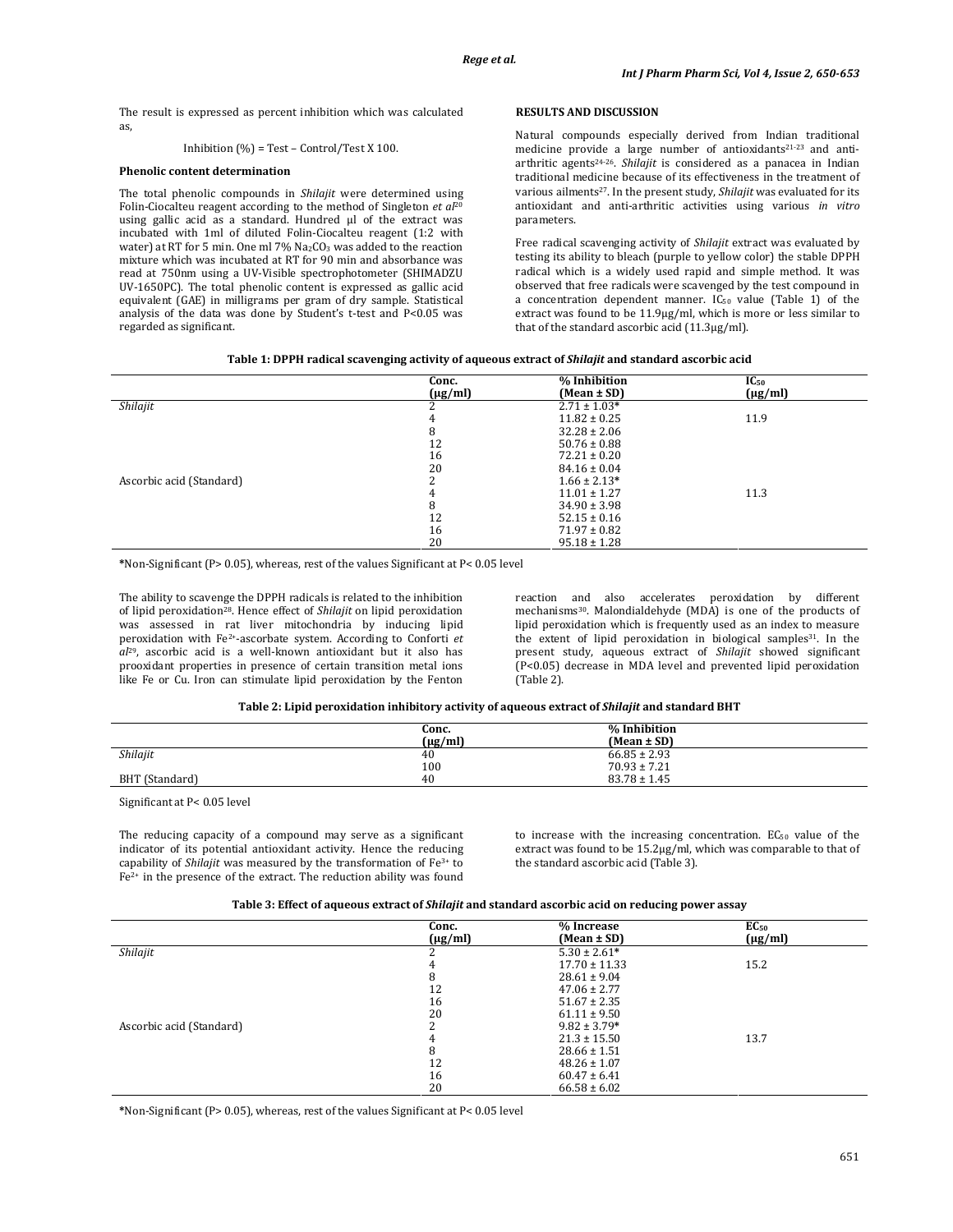The result is expressed as percent inhibition which was calculated as,

Inhibition (%) = Test – Control/Test X 100.

**Phenolic content determination**

The total phenolic compounds in *Shilajit* were determined using Folin-Ciocalteu reagent according to the method of Singleton *et al*[20] using gallic acid as a standard. Hundred µl of the extract was incubated with 1ml of diluted Folin-Ciocalteu reagent (1:2 with water) at RT for 5 min. One ml 7% $Na_2CO_3$ was added to the reaction mixture which was incubated at RT for 90 min and absorbance was read at 750nm using a UV-Visible spectrophotometer (SHIMADZU UV-1650PC). The total phenolic content is expressed as gallic acid equivalent (GAE) in milligrams per gram of dry sample. Statistical analysis of the data was done by Student's t-test and P<0.05 was regarded as significant.

**RESULTS AND DISCUSSION**

Natural compounds especially derived from Indian traditional medicine provide a large number of antioxidants[21-23] and anti-arthritic agents[24-26]. *Shilajit* is considered as a panacea in Indian traditional medicine because of its effectiveness in the treatment of various ailments[27]. In the present study, *Shilajit* was evaluated for its antioxidant and anti-arthritic activities using various *in vitro* parameters.

Free radical scavenging activity of *Shilajit* extract was evaluated by testing its ability to bleach (purple to yellow color) the stable DPPH radical which is a widely used rapid and simple method. It was observed that free radicals were scavenged by the test compound in a concentration dependent manner. $IC_{50}$ value (Table 1) of the extract was found to be 11.9µg/ml, which is more or less similar to that of the standard ascorbic acid (11.3µg/ml).

**Table 1: DPPH radical scavenging activity of aqueous extract of *Shilajit* and standard ascorbic acid**

| | Conc. (µg/ml) | % Inhibition (Mean ± SD) | $IC_{50}$ (µg/ml) |
|---|---|---|---|
| *Shilajit* | 2 | 2.71 ± 1.03* | |
| | 4 | 11.82 ± 0.25 | 11.9 |
| | 8 | 32.28 ± 2.06 | |
| | 12 | 50.76 ± 0.88 | |
| | 16 | 72.21 ± 0.20 | |
| | 20 | 84.16 ± 0.04 | |
| Ascorbic acid (Standard) | 2 | 1.66 ± 2.13* | |
| | 4 | 11.01 ± 1.27 | 11.3 |
| | 8 | 34.90 ± 3.98 | |
| | 12 | 52.15 ± 0.16 | |
| | 16 | 71.97 ± 0.82 | |
| | 20 | 95.18 ± 1.28 | |

*Non-Significant (P> 0.05), whereas, rest of the values Significant at P< 0.05 level

The ability to scavenge the DPPH radicals is related to the inhibition of lipid peroxidation[28]. Hence effect of *Shilajit* on lipid peroxidation was assessed in rat liver mitochondria by inducing lipid peroxidation with $Fe^{2+}$-ascorbate system. According to Conforti *et al*[29], ascorbic acid is a well-known antioxidant but it also has prooxidant properties in presence of certain transition metal ions like Fe or Cu. Iron can stimulate lipid peroxidation by the Fenton reaction and also accelerates peroxidation by different mechanisms[30]. Malondialdehyde (MDA) is one of the products of lipid peroxidation which is frequently used as an index to measure the extent of lipid peroxidation in biological samples[31]. In the present study, aqueous extract of *Shilajit* showed significant (P<0.05) decrease in MDA level and prevented lipid peroxidation (Table 2).

**Table 2: Lipid peroxidation inhibitory activity of aqueous extract of *Shilajit* and standard BHT**

| | Conc. (µg/ml) | % Inhibition (Mean ± SD) |
|---|---|---|
| *Shilajit* | 40 | 66.85 ± 2.93 |
| | 100 | 70.93 ± 7.21 |
| BHT (Standard) | 40 | 83.78 ± 1.45 |

Significant at P< 0.05 level

The reducing capacity of a compound may serve as a significant indicator of its potential antioxidant activity. Hence the reducing capability of *Shilajit* was measured by the transformation of $Fe^{3+}$ to $Fe^{2+}$ in the presence of the extract. The reduction ability was found to increase with the increasing concentration. $EC_{50}$ value of the extract was found to be 15.2µg/ml, which was comparable to that of the standard ascorbic acid (Table 3).

**Table 3: Effect of aqueous extract of *Shilajit* and standard ascorbic acid on reducing power assay**

| | Conc. (µg/ml) | % Increase (Mean ± SD) | $EC_{50}$ (µg/ml) |
|---|---|---|---|
| *Shilajit* | 2 | 5.30 ± 2.61* | |
| | 4 | 17.70 ± 11.33 | 15.2 |
| | 8 | 28.61 ± 9.04 | |
| | 12 | 47.06 ± 2.77 | |
| | 16 | 51.67 ± 2.35 | |
| | 20 | 61.11 ± 9.50 | |
| Ascorbic acid (Standard) | 2 | 9.82 ± 3.79* | |
| | 4 | 21.3 ± 15.50 | 13.7 |
| | 8 | 28.66 ± 1.51 | |
| | 12 | 48.26 ± 1.07 | |
| | 16 | 60.47 ± 6.41 | |
| | 20 | 66.58 ± 6.02 | |

*Non-Significant (P> 0.05), whereas, rest of the values Significant at P< 0.05 level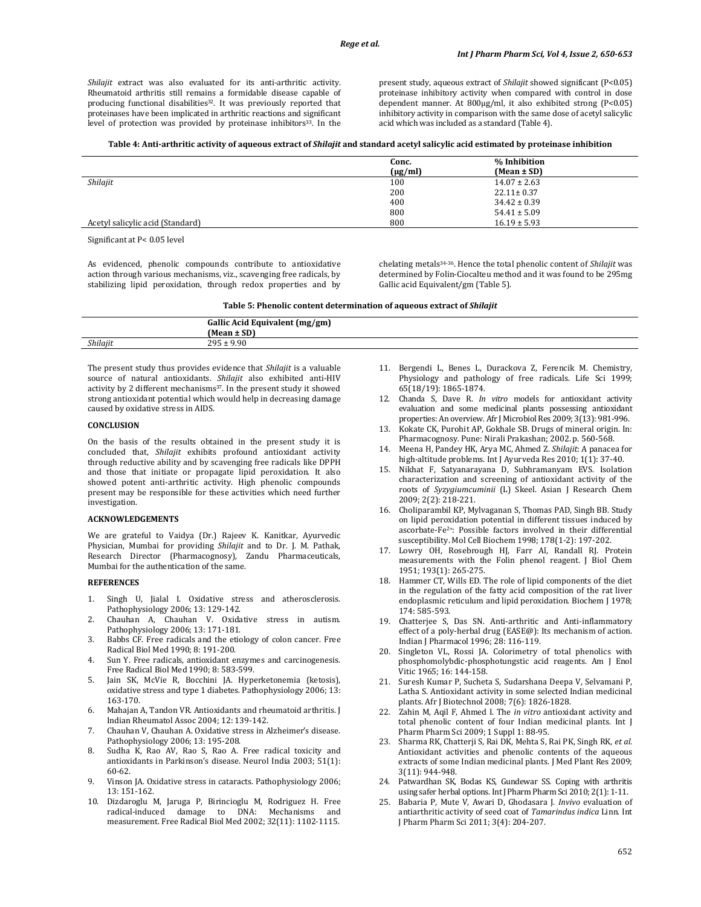*Shilajit* extract was also evaluated for its anti-arthritic activity. Rheumatoid arthritis still remains a formidable disease capable of producing functional disabilities[32]. It was previously reported that proteinases have been implicated in arthritic reactions and significant level of protection was provided by proteinase inhibitors[33]. In the present study, aqueous extract of *Shilajit* showed significant ($P<0.05$) proteinase inhibitory activity when compared with control in dose dependent manner. At 800µg/ml, it also exhibited strong ($P<0.05$) inhibitory activity in comparison with the same dose of acetyl salicylic acid which was included as a standard (Table 4).

**Table 4: Anti-arthritic activity of aqueous extract of *Shilajit* and standard acetyl salicylic acid estimated by proteinase inhibition**

| | Conc. (µg/ml) | % Inhibition (Mean ± SD) |
|---|---|---|
| *Shilajit* | 100 | 14.07 ± 2.63 |
| | 200 | 22.11± 0.37 |
| | 400 | 34.42 ± 0.39 |
| | 800 | 54.41 ± 5.09 |
| Acetyl salicylic acid (Standard) | 800 | 16.19 ± 5.93 |

Significant at P< 0.05 level

As evidenced, phenolic compounds contribute to antioxidative action through various mechanisms, viz., scavenging free radicals, by stabilizing lipid peroxidation, through redox properties and by chelating metals[34-36]. Hence the total phenolic content of *Shilajit* was determined by Folin-Ciocalteu method and it was found to be 295mg Gallic acid Equivalent/gm (Table 5).

**Table 5: Phenolic content determination of aqueous extract of *Shilajit***

| | Gallic Acid Equivalent (mg/gm) (Mean ± SD) |
|---|---|
| *Shilajit* | 295 ± 9.90 |

The present study thus provides evidence that *Shilajit* is a valuable source of natural antioxidants. *Shilajit* also exhibited anti-HIV activity by 2 different mechanisms[37]. In the present study it showed strong antioxidant potential which would help in decreasing damage caused by oxidative stress in AIDS.

## CONCLUSION

On the basis of the results obtained in the present study it is concluded that, *Shilajit* exhibits profound antioxidant activity through reductive ability and by scavenging free radicals like DPPH and those that initiate or propagate lipid peroxidation. It also showed potent anti-arthritic activity. High phenolic compounds present may be responsible for these activities which need further investigation.

## ACKNOWLEDGEMENTS

We are grateful to Vaidya (Dr.) Rajeev K. Kanitkar, Ayurvedic Physician, Mumbai for providing *Shilajit* and to Dr. J. M. Pathak, Research Director (Pharmacognosy), Zandu Pharmaceuticals, Mumbai for the authentication of the same.

## REFERENCES

1. Singh U, Jialal I. Oxidative stress and atherosclerosis. Pathophysiology 2006; 13: 129-142.
2. Chauhan A, Chauhan V. Oxidative stress in autism. Pathophysiology 2006; 13: 171-181.
3. Babbs CF. Free radicals and the etiology of colon cancer. Free Radical Biol Med 1990; 8: 191-200.
4. Sun Y. Free radicals, antioxidant enzymes and carcinogenesis. Free Radical Biol Med 1990; 8: 583-599.
5. Jain SK, McVie R, Bocchini JA. Hyperketonemia (ketosis), oxidative stress and type 1 diabetes. Pathophysiology 2006; 13: 163-170.
6. Mahajan A, Tandon VR. Antioxidants and rheumatoid arthritis. J Indian Rheumatol Assoc 2004; 12: 139-142.
7. Chauhan V, Chauhan A. Oxidative stress in Alzheimer's disease. Pathophysiology 2006; 13: 195-208.
8. Sudha K, Rao AV, Rao S, Rao A. Free radical toxicity and antioxidants in Parkinson's disease. Neurol India 2003; 51(1): 60-62.
9. Vinson JA. Oxidative stress in cataracts. Pathophysiology 2006; 13: 151-162.
10. Dizdaroglu M, Jaruga P, Birincioglu M, Rodriguez H. Free radical-induced damage to DNA: Mechanisms and measurement. Free Radical Biol Med 2002; 32(11): 1102-1115.
11. Bergendi L, Benes L, Durackova Z, Ferencik M. Chemistry, Physiology and pathology of free radicals. Life Sci 1999; 65(18/19): 1865-1874.
12. Chanda S, Dave R. *In vitro* models for antioxidant activity evaluation and some medicinal plants possessing antioxidant properties: An overview. Afr J Microbiol Res 2009; 3(13): 981-996.
13. Kokate CK, Purohit AP, Gokhale SB. Drugs of mineral origin. In: Pharmacognosy. Pune: Nirali Prakashan; 2002. p. 560-568.
14. Meena H, Pandey HK, Arya MC, Ahmed Z. *Shilajit*: A panacea for high-altitude problems. Int J Ayurveda Res 2010; 1(1): 37-40.
15. Nikhat F, Satyanarayana D, Subhramanyam EVS. Isolation characterization and screening of antioxidant activity of the roots of *Syzygiumcuminii* (L) Skeel. Asian J Research Chem 2009; 2(2): 218-221.
16. Choliparambil KP, Mylvaganan S, Thomas PAD, Singh BB. Study on lipid peroxidation potential in different tissues induced by ascorbate-$Fe^{2+}$: Possible factors involved in their differential susceptibility. Mol Cell Biochem 1998; 178(1-2): 197-202.
17. Lowry OH, Rosebrough HJ, Farr Al, Randall RJ. Protein measurements with the Folin phenol reagent. J Biol Chem 1951; 193(1): 265-275.
18. Hammer CT, Wills ED. The role of lipid components of the diet in the regulation of the fatty acid composition of the rat liver endoplasmic reticulum and lipid peroxidation. Biochem J 1978; 174: 585-593.
19. Chatterjee S, Das SN. Anti-arthritic and Anti-inflammatory effect of a poly-herbal drug (EASE@): Its mechanism of action. Indian J Pharmacol 1996; 28: 116-119.
20. Singleton VL, Rossi JA. Colorimetry of total phenolics with phosphomolybdic-phosphotungstic acid reagents. Am J Enol Vitic 1965; 16: 144-158.
21. Suresh Kumar P, Sucheta S, Sudarshana Deepa V, Selvamani P, Latha S. Antioxidant activity in some selected Indian medicinal plants. Afr J Biotechnol 2008; 7(6): 1826-1828.
22. Zahin M, Aqil F, Ahmed I. The *in vitro* antioxidant activity and total phenolic content of four Indian medicinal plants. Int J Pharm Pharm Sci 2009; 1 Suppl 1: 88-95.
23. Sharma RK, Chatterji S, Rai DK, Mehta S, Rai PK, Singh RK, *et al.* Antioxidant activities and phenolic contents of the aqueous extracts of some Indian medicinal plants. J Med Plant Res 2009; 3(11): 944-948.
24. Patwardhan SK, Bodas KS, Gundewar SS. Coping with arthritis using safer herbal options. Int J Pharm Pharm Sci 2010; 2(1): 1-11.
25. Babaria P, Mute V, Awari D, Ghodasara J. *Invivo* evaluation of antiarthritic activity of seed coat of *Tamarindus indica* Linn. Int J Pharm Pharm Sci 2011; 3(4): 204-207.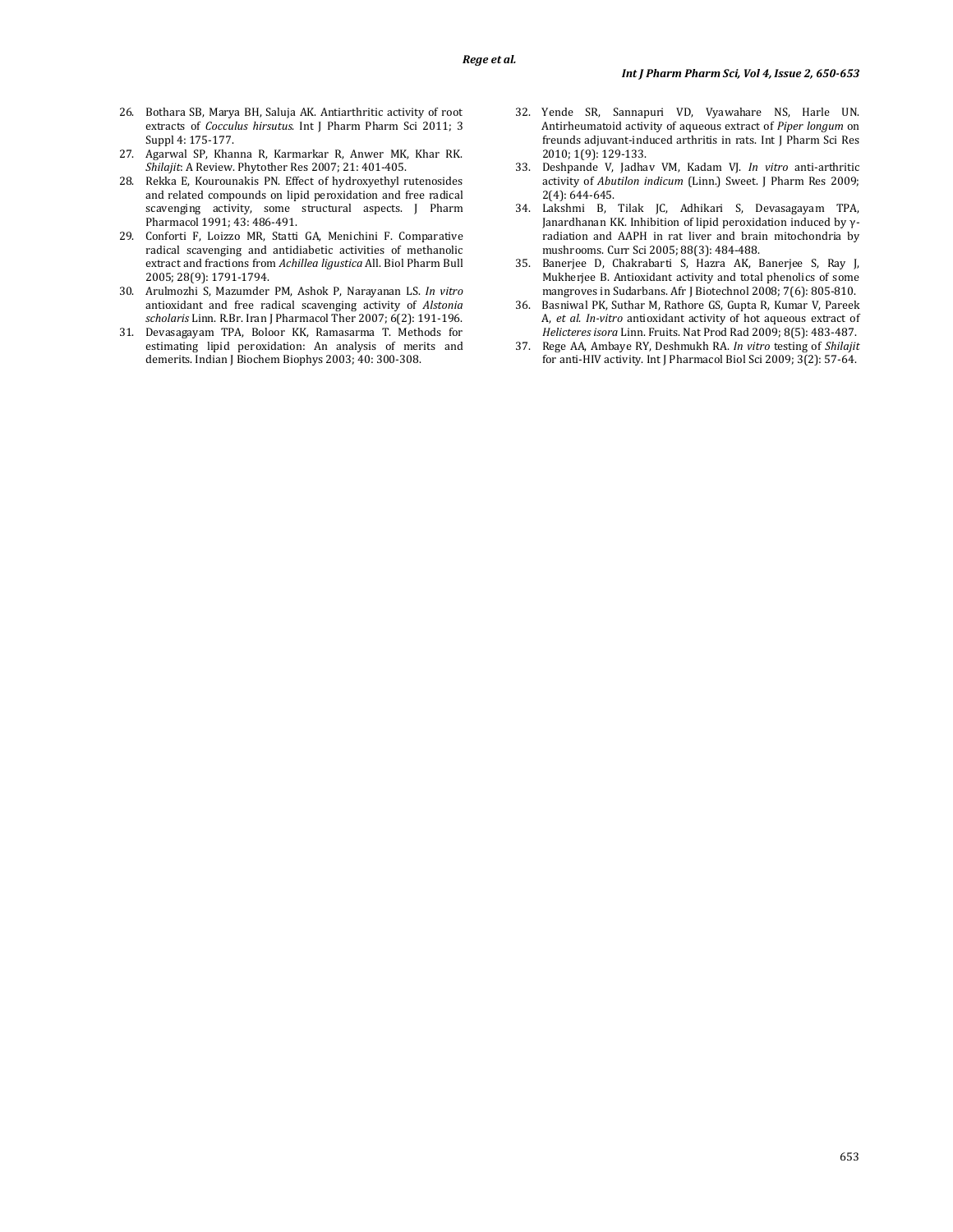26. Bothara SB, Marya BH, Saluja AK. Antiarthritic activity of root extracts of *Cocculus hirsutus*. Int J Pharm Pharm Sci 2011; 3 Suppl 4: 175-177.
27. Agarwal SP, Khanna R, Karmarkar R, Anwer MK, Khar RK. *Shilajit*: A Review. Phytother Res 2007; 21: 401-405.
28. Rekka E, Kourounakis PN. Effect of hydroxyethyl rutenosides and related compounds on lipid peroxidation and free radical scavenging activity, some structural aspects. J Pharm Pharmacol 1991; 43: 486-491.
29. Conforti F, Loizzo MR, Statti GA, Menichini F. Comparative radical scavenging and antidiabetic activities of methanolic extract and fractions from *Achillea ligustica* All. Biol Pharm Bull 2005; 28(9): 1791-1794.
30. Arulmozhi S, Mazumder PM, Ashok P, Narayanan LS. *In vitro* antioxidant and free radical scavenging activity of *Alstonia scholaris* Linn. R.Br. Iran J Pharmacol Ther 2007; 6(2): 191-196.
31. Devasagayam TPA, Boloor KK, Ramasarma T. Methods for estimating lipid peroxidation: An analysis of merits and demerits. Indian J Biochem Biophys 2003; 40: 300-308.
32. Yende SR, Sannapuri VD, Vyawahare NS, Harle UN. Antirheumatoid activity of aqueous extract of *Piper longum* on freunds adjuvant-induced arthritis in rats. Int J Pharm Sci Res 2010; 1(9): 129-133.
33. Deshpande V, Jadhav VM, Kadam VJ. *In vitro* anti-arthritic activity of *Abutilon indicum* (Linn.) Sweet. J Pharm Res 2009; 2(4): 644-645.
34. Lakshmi B, Tilak JC, Adhikari S, Devasagayam TPA, Janardhanan KK. Inhibition of lipid peroxidation induced by γ-radiation and AAPH in rat liver and brain mitochondria by mushrooms. Curr Sci 2005; 88(3): 484-488.
35. Banerjee D, Chakrabarti S, Hazra AK, Banerjee S, Ray J, Mukherjee B. Antioxidant activity and total phenolics of some mangroves in Sudarbans. Afr J Biotechnol 2008; 7(6): 805-810.
36. Basniwal PK, Suthar M, Rathore GS, Gupta R, Kumar V, Pareek A, *et al*. *In-vitro* antioxidant activity of hot aqueous extract of *Helicteres isora* Linn. Fruits. Nat Prod Rad 2009; 8(5): 483-487.
37. Rege AA, Ambaye RY, Deshmukh RA. *In vitro* testing of *Shilajit* for anti-HIV activity. Int J Pharmacol Biol Sci 2009; 3(2): 57-64.